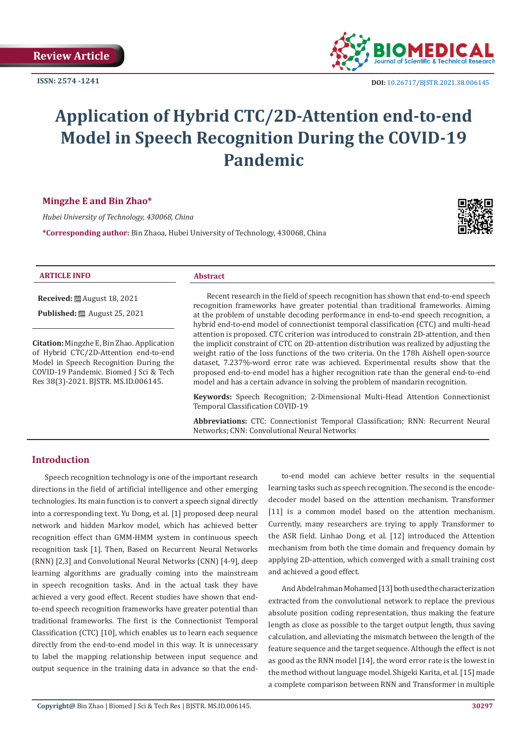Review Article

ISSN: 2574 -1241

DOI: 10.26717/BJSTR.2021.38.006145

# Application of Hybrid CTC/2D-Attention end-to-end Model in Speech Recognition During the COVID-19 Pandemic

**Mingzhe E and Bin Zhao***

*Hubei University of Technology, 430068, China*

***Corresponding author:** Bin Zhaoa, Hubei University of Technology, 430068, China

**ARTICLE INFO**

**Received:** August 18, 2021

**Published:** August 25, 2021

**Citation:** Mingzhe E, Bin Zhao. Application of Hybrid CTC/2D-Attention end-to-end Model in Speech Recognition During the COVID-19 Pandemic. Biomed J Sci & Tech Res 38(3)-2021. BJSTR. MS.ID.006145.

**Abstract**

Recent research in the field of speech recognition has shown that end-to-end speech recognition frameworks have greater potential than traditional frameworks. Aiming at the problem of unstable decoding performance in end-to-end speech recognition, a hybrid end-to-end model of connectionist temporal classification (CTC) and multi-head attention is proposed. CTC criterion was introduced to constrain 2D-attention, and then the implicit constraint of CTC on 2D-attention distribution was realized by adjusting the weight ratio of the loss functions of the two criteria. On the 178h Aishell open-source dataset, 7.237%-word error rate was achieved. Experimental results show that the proposed end-to-end model has a higher recognition rate than the general end-to-end model and has a certain advance in solving the problem of mandarin recognition.

**Keywords:** Speech Recognition; 2-Dimensional Multi-Head Attention Connectionist Temporal Classification COVID-19

**Abbreviations:** CTC: Connectionist Temporal Classification; RNN: Recurrent Neural Networks; CNN: Convolutional Neural Networks

## Introduction

Speech recognition technology is one of the important research directions in the field of artificial intelligence and other emerging technologies. Its main function is to convert a speech signal directly into a corresponding text. Yu Dong, et al. [1] proposed deep neural network and hidden Markov model, which has achieved better recognition effect than GMM-HMM system in continuous speech recognition task [1]. Then, Based on Recurrent Neural Networks (RNN) [2,3] and Convolutional Neural Networks (CNN) [4-9], deep learning algorithms are gradually coming into the mainstream in speech recognition tasks. And in the actual task they have achieved a very good effect. Recent studies have shown that end-to-end speech recognition frameworks have greater potential than traditional frameworks. The first is the Connectionist Temporal Classification (CTC) [10], which enables us to learn each sequence directly from the end-to-end model in this way. It is unnecessary to label the mapping relationship between input sequence and output sequence in the training data in advance so that the end-to-end model can achieve better results in the sequential learning tasks such as speech recognition. The second is the encode-decoder model based on the attention mechanism. Transformer [11] is a common model based on the attention mechanism. Currently, many researchers are trying to apply Transformer to the ASR field. Linhao Dong, et al. [12] introduced the Attention mechanism from both the time domain and frequency domain by applying 2D-attention, which converged with a small training cost and achieved a good effect.

And Abdelrahman Mohamed [13] both used the characterization extracted from the convolutional network to replace the previous absolute position coding representation, thus making the feature length as close as possible to the target output length, thus saving calculation, and alleviating the mismatch between the length of the feature sequence and the target sequence. Although the effect is not as good as the RNN model [14], the word error rate is the lowest in the method without language model. Shigeki Karita, et al. [15] made a complete comparison between RNN and Transformer in multiple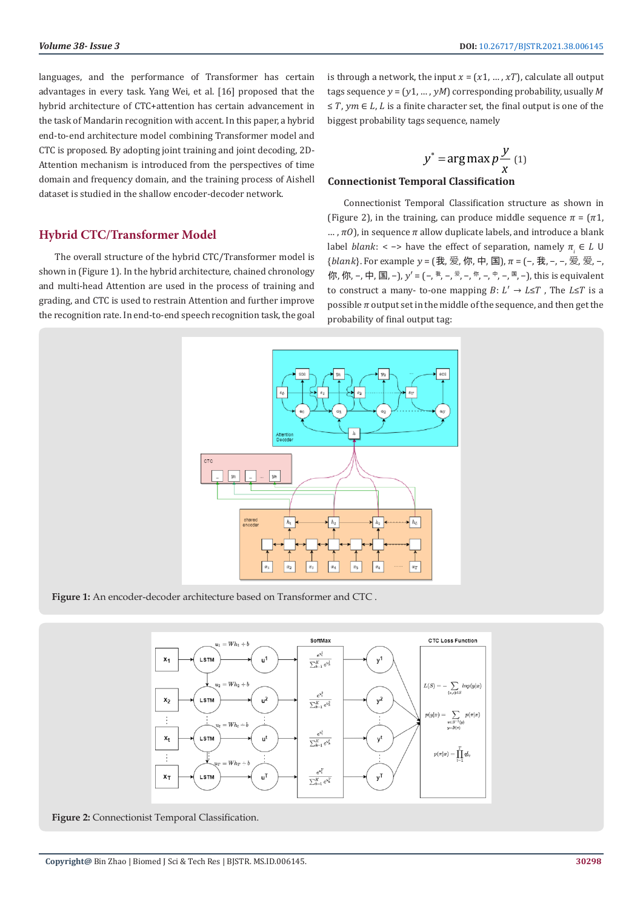languages, and the performance of Transformer has certain advantages in every task. Yang Wei, et al. [16] proposed that the hybrid architecture of CTC+attention has certain advancement in the task of Mandarin recognition with accent. In this paper, a hybrid end-to-end architecture model combining Transformer model and CTC is proposed. By adopting joint training and joint decoding, 2D-Attention mechanism is introduced from the perspectives of time domain and frequency domain, and the training process of Aishell dataset is studied in the shallow encoder-decoder network.

## Hybrid CTC/Transformer Model

The overall structure of the hybrid CTC/Transformer model is shown in (Figure 1). In the hybrid architecture, chained chronology and multi-head Attention are used in the process of training and grading, and CTC is used to restrain Attention and further improve the recognition rate. In end-to-end speech recognition task, the goal is through a network, the input $x = (x1, \ldots, xT)$, calculate all output tags sequence $y = (y1, \ldots, yM)$ corresponding probability, usually $M \leq T$, $ym \in L$, $L$ is a finite character set, the final output is one of the biggest probability tags sequence, namely

$$y^{*} = \arg\max p\frac{y}{x} \quad (1)$$

### Connectionist Temporal Classification

Connectionist Temporal Classification structure as shown in (Figure 2), in the training, can produce middle sequence $\pi = (\pi 1, \ldots, \pi O)$, in sequence $\pi$ allow duplicate labels, and introduce a blank label *blank*: < –> have the effect of separation, namely $\pi_i \in L \cup \{blank\}$. For example $y$ = (我, 爱, 你, 中, 国), $\pi$ = (–, 我, –, –, 爱, 爱, –, 你, 你, –, 中, 国, –), $y'$ = (–, 我, –, 爱, –, 你, –, 中, –, 国, –), this is equivalent to construct a many- to-one mapping $B: L' \rightarrow L \leq T$ , The $L \leq T$ is a possible $\pi$ output set in the middle of the sequence, and then get the probability of final output tag:

Figure 1: An encoder-decoder architecture based on Transformer and CTC .

Figure 2: Connectionist Temporal Classification.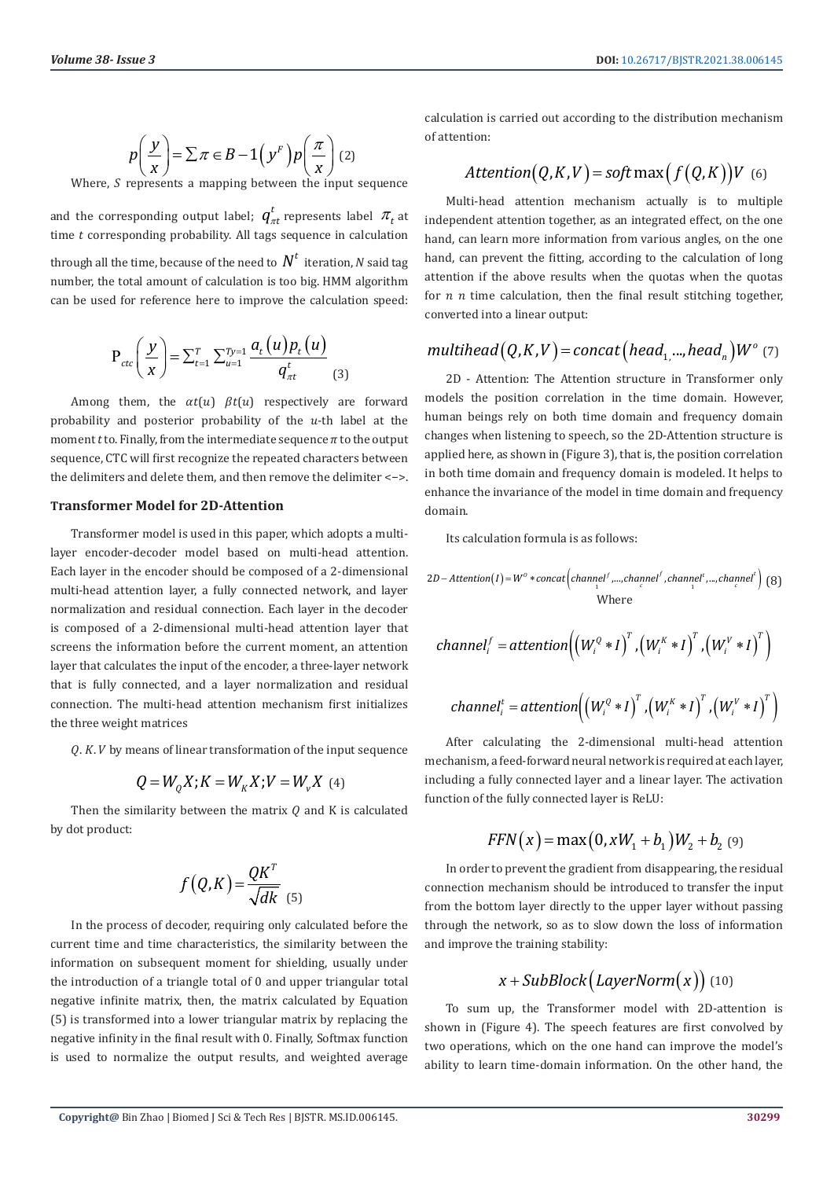$$p\left(\frac{y}{x}\right) = \sum \pi \in B - 1\left(y^{F}\right) p\left(\frac{\pi}{x}\right) \quad (2)$$

Where, $S$ represents a mapping between the input sequence and the corresponding output label; $q_{\pi t}^{t}$ represents label $\pi_t$ at time $t$ corresponding probability. All tags sequence in calculation through all the time, because of the need to $N^{t}$ iteration, $N$ said tag number, the total amount of calculation is too big. HMM algorithm can be used for reference here to improve the calculation speed:

$$\mathrm{P}_{ctc}\left(\frac{y}{x}\right) = \sum_{t=1}^{T} \sum_{u=1}^{Ty=1} \frac{a_t(u) p_t(u)}{q_{\pi t}^{t}} \quad (3)$$

Among them, the $\alpha t(u)$ $\beta t(u)$ respectively are forward probability and posterior probability of the $u$-th label at the moment $t$ to. Finally, from the intermediate sequence $\pi$ to the output sequence, CTC will first recognize the repeated characters between the delimiters and delete them, and then remove the delimiter <–>.

### Transformer Model for 2D-Attention

Transformer model is used in this paper, which adopts a multi-layer encoder-decoder model based on multi-head attention. Each layer in the encoder should be composed of a 2-dimensional multi-head attention layer, a fully connected network, and layer normalization and residual connection. Each layer in the decoder is composed of a 2-dimensional multi-head attention layer that screens the information before the current moment, an attention layer that calculates the input of the encoder, a three-layer network that is fully connected, and a layer normalization and residual connection. The multi-head attention mechanism first initializes the three weight matrices

$Q$. $K$. $V$ by means of linear transformation of the input sequence

$$Q = W_Q X; K = W_K X; V = W_v X \quad (4)$$

Then the similarity between the matrix $Q$ and K is calculated by dot product:

$$f(Q,K) = \frac{QK^{T}}{\sqrt{dk}} \quad (5)$$

In the process of decoder, requiring only calculated before the current time and time characteristics, the similarity between the information on subsequent moment for shielding, usually under the introduction of a triangle total of 0 and upper triangular total negative infinite matrix, then, the matrix calculated by Equation (5) is transformed into a lower triangular matrix by replacing the negative infinity in the final result with 0. Finally, Softmax function is used to normalize the output results, and weighted average calculation is carried out according to the distribution mechanism of attention:

$$Attention(Q,K,V) = soft\max\left(f(Q,K)\right)V \quad (6)$$

Multi-head attention mechanism actually is to multiple independent attention together, as an integrated effect, on the one hand, can learn more information from various angles, on the one hand, can prevent the fitting, according to the calculation of long attention if the above results when the quotas when the quotas for $n$ $n$ time calculation, then the final result stitching together, converted into a linear output:

$$multihead(Q,K,V) = concat\left(head_{1,}...,head_{n}\right)W^{o} \quad (7)$$

2D - Attention: The Attention structure in Transformer only models the position correlation in the time domain. However, human beings rely on both time domain and frequency domain changes when listening to speech, so the 2D-Attention structure is applied here, as shown in (Figure 3), that is, the position correlation in both time domain and frequency domain is modeled. It helps to enhance the invariance of the model in time domain and frequency domain.

Its calculation formula is as follows:

$$2D - Attention(I) = W^{o} * concat\left(channel_{1}^{f},...,channel_{c}^{f},channel_{1}^{t},...,channel_{c}^{t}\right) \quad (8)$$

Where

$$channel_{i}^{f} = attention\left(\left(W_{i}^{Q} * I\right)^{T}, \left(W_{i}^{K} * I\right)^{T}, \left(W_{i}^{V} * I\right)^{T}\right)$$

$$channel_{i}^{t} = attention\left(\left(W_{i}^{Q} * I\right)^{T}, \left(W_{i}^{K} * I\right)^{T}, \left(W_{i}^{V} * I\right)^{T}\right)$$

After calculating the 2-dimensional multi-head attention mechanism, a feed-forward neural network is required at each layer, including a fully connected layer and a linear layer. The activation function of the fully connected layer is ReLU:

$$FFN(x) = \max\left(0, xW_1 + b_1\right)W_2 + b_2 \quad (9)$$

In order to prevent the gradient from disappearing, the residual connection mechanism should be introduced to transfer the input from the bottom layer directly to the upper layer without passing through the network, so as to slow down the loss of information and improve the training stability:

$$x + SubBlock\left(LayerNorm(x)\right) \quad (10)$$

To sum up, the Transformer model with 2D-attention is shown in (Figure 4). The speech features are first convolved by two operations, which on the one hand can improve the model's ability to learn time-domain information. On the other hand, the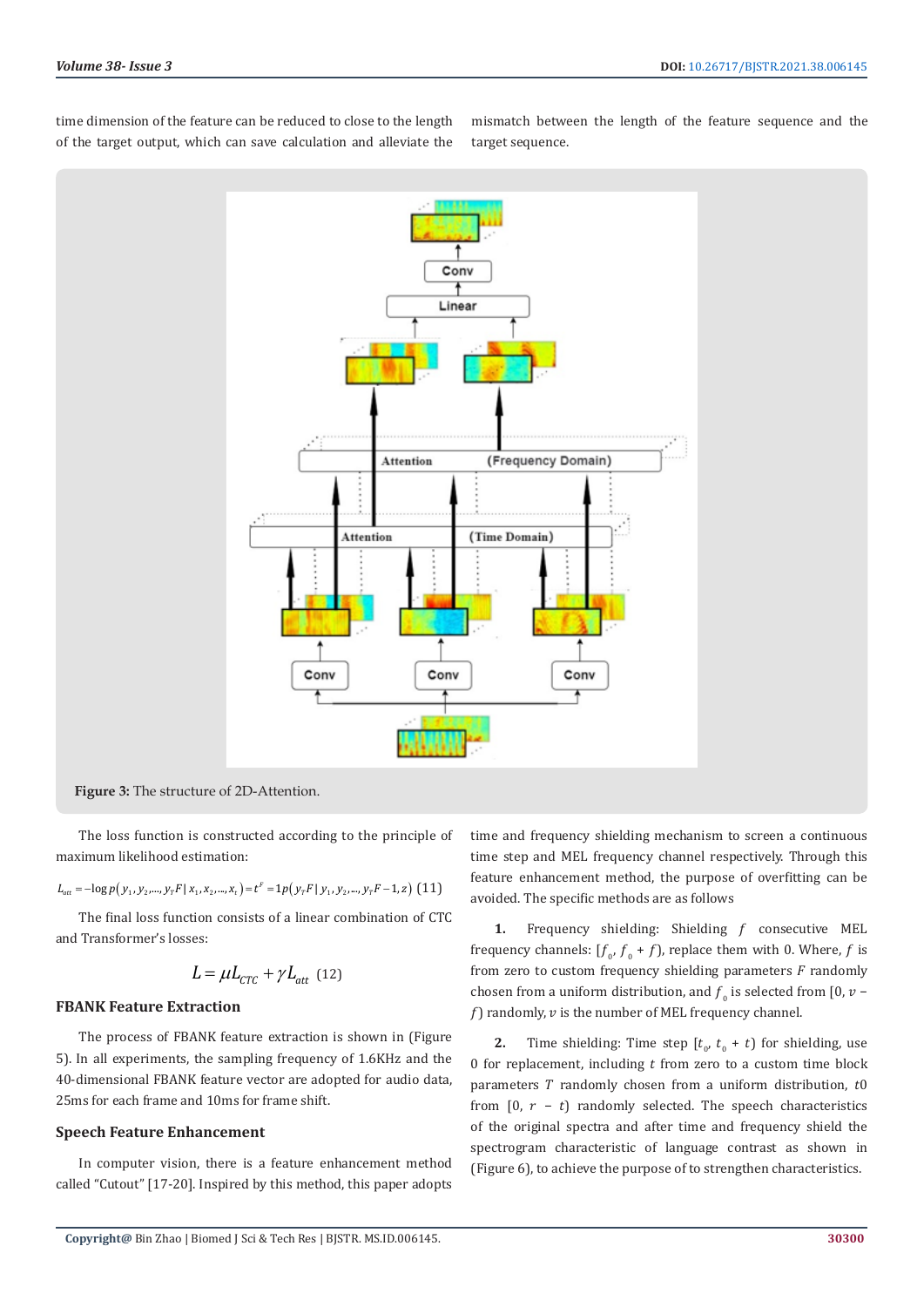time dimension of the feature can be reduced to close to the length of the target output, which can save calculation and alleviate the mismatch between the length of the feature sequence and the target sequence.

**Figure 3:** The structure of 2D-Attention.

The loss function is constructed according to the principle of maximum likelihood estimation:

$$L_{att} = -\log p(y_1, y_2, ..., y_T F \mid x_1, x_2, ..., x_t) = t^F = 1p(y_T F \mid y_1, y_2, ..., y_T F - 1, z) \quad (11)$$

The final loss function consists of a linear combination of CTC and Transformer's losses:

$$L = \mu L_{CTC} + \gamma L_{att} \quad (12)$$

### FBANK Feature Extraction

The process of FBANK feature extraction is shown in (Figure 5). In all experiments, the sampling frequency of 1.6KHz and the 40-dimensional FBANK feature vector are adopted for audio data, 25ms for each frame and 10ms for frame shift.

### Speech Feature Enhancement

In computer vision, there is a feature enhancement method called "Cutout" [17-20]. Inspired by this method, this paper adopts time and frequency shielding mechanism to screen a continuous time step and MEL frequency channel respectively. Through this feature enhancement method, the purpose of overfitting can be avoided. The specific methods are as follows

1. Frequency shielding: Shielding $f$ consecutive MEL frequency channels: $[f_0, f_0 + f)$, replace them with 0. Where, $f$ is from zero to custom frequency shielding parameters $F$ randomly chosen from a uniform distribution, and $f_0$ is selected from $[0, v - f)$ randomly, $v$ is the number of MEL frequency channel.

2. Time shielding: Time step $[t_0, t_0 + t)$ for shielding, use 0 for replacement, including $t$ from zero to a custom time block parameters $T$ randomly chosen from a uniform distribution, $t0$ from $[0, r - t)$ randomly selected. The speech characteristics of the original spectra and after time and frequency shield the spectrogram characteristic of language contrast as shown in (Figure 6), to achieve the purpose of to strengthen characteristics.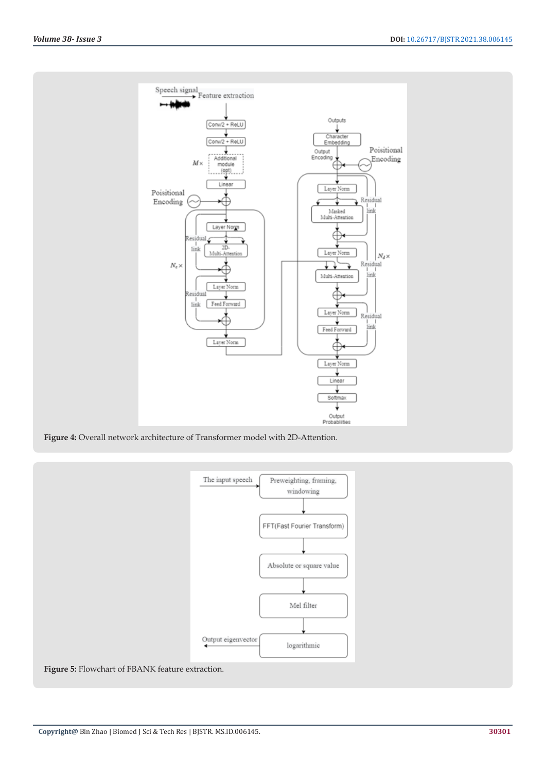Figure 4: Overall network architecture of Transformer model with 2D-Attention.

Figure 5: Flowchart of FBANK feature extraction.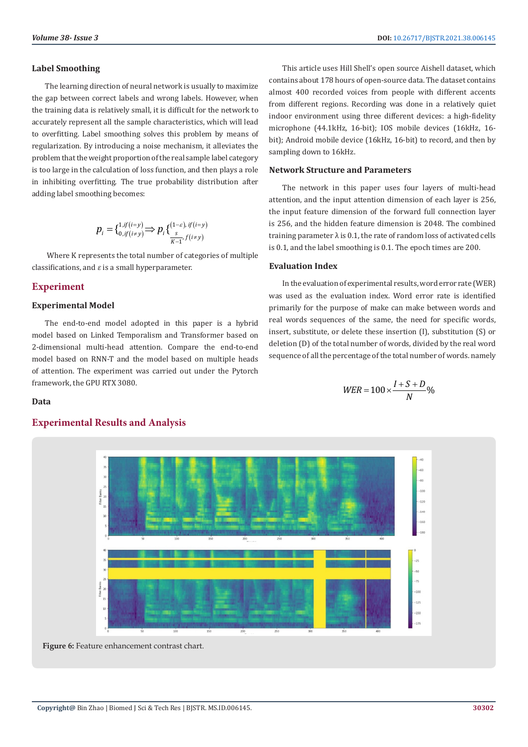### Label Smoothing

The learning direction of neural network is usually to maximize the gap between correct labels and wrong labels. However, when the training data is relatively small, it is difficult for the network to accurately represent all the sample characteristics, which will lead to overfitting. Label smoothing solves this problem by means of regularization. By introducing a noise mechanism, it alleviates the problem that the weight proportion of the real sample label category is too large in the calculation of loss function, and then plays a role in inhibiting overfitting. The true probability distribution after adding label smoothing becomes:

$$p_i = \begin{cases} 1, if(i=y) \\ 0, if(i \neq y) \end{cases} \Rightarrow p_i \begin{cases} (1-\varepsilon), if(i=y) \\ \frac{s}{K-1}, f(i \neq y) \end{cases}$$

Where K represents the total number of categories of multiple classifications, and $\varepsilon$ is a small hyperparameter.

## Experiment

### Experimental Model

The end-to-end model adopted in this paper is a hybrid model based on Linked Temporalism and Transformer based on 2-dimensional multi-head attention. Compare the end-to-end model based on RNN-T and the model based on multiple heads of attention. The experiment was carried out under the Pytorch framework, the GPU RTX 3080.

### Data

This article uses Hill Shell's open source Aishell dataset, which contains about 178 hours of open-source data. The dataset contains almost 400 recorded voices from people with different accents from different regions. Recording was done in a relatively quiet indoor environment using three different devices: a high-fidelity microphone (44.1kHz, 16-bit); IOS mobile devices (16kHz, 16-bit); Android mobile device (16kHz, 16-bit) to record, and then by sampling down to 16kHz.

### Network Structure and Parameters

The network in this paper uses four layers of multi-head attention, and the input attention dimension of each layer is 256, the input feature dimension of the forward full connection layer is 256, and the hidden feature dimension is 2048. The combined training parameter λ is 0.1, the rate of random loss of activated cells is 0.1, and the label smoothing is 0.1. The epoch times are 200.

### Evaluation Index

In the evaluation of experimental results, word error rate (WER) was used as the evaluation index. Word error rate is identified primarily for the purpose of make can make between words and real words sequences of the same, the need for specific words, insert, substitute, or delete these insertion (I), substitution (S) or deletion (D) of the total number of words, divided by the real word sequence of all the percentage of the total number of words. namely

$$WER = 100 \times \frac{I+S+D}{N}\%$$

## Experimental Results and Analysis

**Figure 6:** Feature enhancement contrast chart.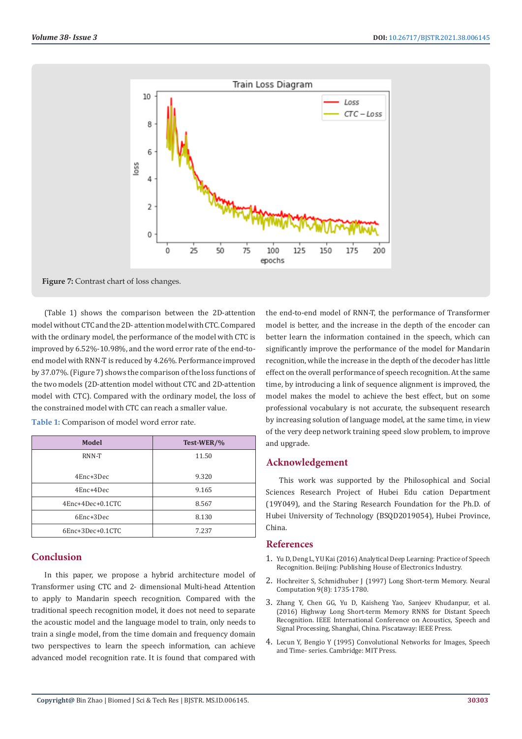Figure 7: Contrast chart of loss changes.

(Table 1) shows the comparison between the 2D-attention model without CTC and the 2D- attention model with CTC. Compared with the ordinary model, the performance of the model with CTC is improved by 6.52%-10.98%, and the word error rate of the end-to-end model with RNN-T is reduced by 4.26%. Performance improved by 37.07%. (Figure 7) shows the comparison of the loss functions of the two models (2D-attention model without CTC and 2D-attention model with CTC). Compared with the ordinary model, the loss of the constrained model with CTC can reach a smaller value.

Table 1: Comparison of model word error rate.

| Model | Test-WER/% |
|---|---|
| RNN-T | 11.50 |
| 4Enc+3Dec | 9.320 |
| 4Enc+4Dec | 9.165 |
| 4Enc+4Dec+0.1CTC | 8.567 |
| 6Enc+3Dec | 8.130 |
| 6Enc+3Dec+0.1CTC | 7.237 |

## Conclusion

In this paper, we propose a hybrid architecture model of Transformer using CTC and 2- dimensional Multi-head Attention to apply to Mandarin speech recognition. Compared with the traditional speech recognition model, it does not need to separate the acoustic model and the language model to train, only needs to train a single model, from the time domain and frequency domain two perspectives to learn the speech information, can achieve advanced model recognition rate. It is found that compared with the end-to-end model of RNN-T, the performance of Transformer model is better, and the increase in the depth of the encoder can better learn the information contained in the speech, which can significantly improve the performance of the model for Mandarin recognition, while the increase in the depth of the decoder has little effect on the overall performance of speech recognition. At the same time, by introducing a link of sequence alignment is improved, the model makes the model to achieve the best effect, but on some professional vocabulary is not accurate, the subsequent research by increasing solution of language model, at the same time, in view of the very deep network training speed slow problem, to improve and upgrade.

## Acknowledgement

This work was supported by the Philosophical and Social Sciences Research Project of Hubei Edu cation Department (19Y049), and the Staring Research Foundation for the Ph.D. of Hubei University of Technology (BSQD2019054), Hubei Province, China.

## References

1. Yu D, Deng L, YU Kai (2016) Analytical Deep Learning: Practice of Speech Recognition. Beijing: Publishing House of Electronics Industry.
2. Hochreiter S, Schmidhuber J (1997) Long Short-term Memory. Neural Computation 9(8): 1735-1780.
3. Zhang Y, Chen GG, Yu D, Kaisheng Yao, Sanjeev Khudanpur, et al. (2016) Highway Long Short-term Memory RNNS for Distant Speech Recognition. IEEE International Conference on Acoustics, Speech and Signal Processing, Shanghai, China. Piscataway: IEEE Press.
4. Lecun Y, Bengio Y (1995) Convolutional Networks for Images, Speech and Time- series. Cambridge: MIT Press.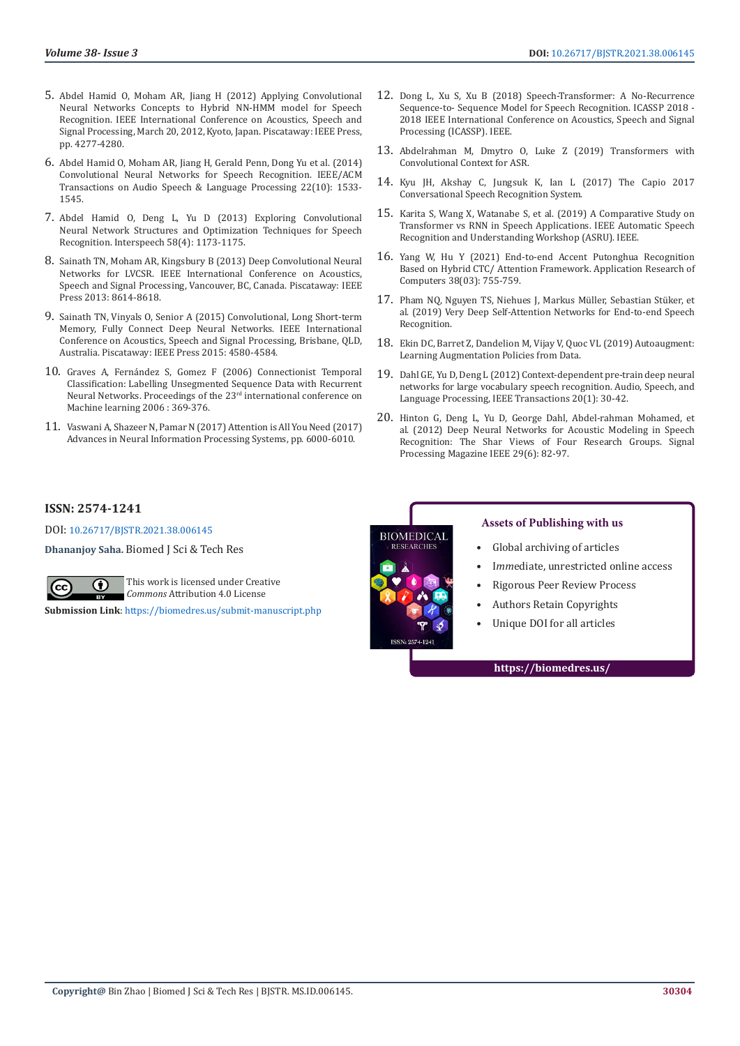5. Abdel Hamid O, Moham AR, Jiang H (2012) Applying Convolutional Neural Networks Concepts to Hybrid NN-HMM model for Speech Recognition. IEEE International Conference on Acoustics, Speech and Signal Processing, March 20, 2012, Kyoto, Japan. Piscataway: IEEE Press, pp. 4277-4280.
6. Abdel Hamid O, Moham AR, Jiang H, Gerald Penn, Dong Yu et al. (2014) Convolutional Neural Networks for Speech Recognition. IEEE/ACM Transactions on Audio Speech & Language Processing 22(10): 1533-1545.
7. Abdel Hamid O, Deng L, Yu D (2013) Exploring Convolutional Neural Network Structures and Optimization Techniques for Speech Recognition. Interspeech 58(4): 1173-1175.
8. Sainath TN, Moham AR, Kingsbury B (2013) Deep Convolutional Neural Networks for LVCSR. IEEE International Conference on Acoustics, Speech and Signal Processing, Vancouver, BC, Canada. Piscataway: IEEE Press 2013: 8614-8618.
9. Sainath TN, Vinyals O, Senior A (2015) Convolutional, Long Short-term Memory, Fully Connect Deep Neural Networks. IEEE International Conference on Acoustics, Speech and Signal Processing, Brisbane, QLD, Australia. Piscataway: IEEE Press 2015: 4580-4584.
10. Graves A, Fernández S, Gomez F (2006) Connectionist Temporal Classification: Labelling Unsegmented Sequence Data with Recurrent Neural Networks. Proceedings of the 23rd international conference on Machine learning 2006 : 369-376.
11. Vaswani A, Shazeer N, Pamar N (2017) Attention is All You Need (2017) Advances in Neural Information Processing Systems, pp. 6000-6010.
12. Dong L, Xu S, Xu B (2018) Speech-Transformer: A No-Recurrence Sequence-to- Sequence Model for Speech Recognition. ICASSP 2018 - 2018 IEEE International Conference on Acoustics, Speech and Signal Processing (ICASSP). IEEE.
13. Abdelrahman M, Dmytro O, Luke Z (2019) Transformers with Convolutional Context for ASR.
14. Kyu JH, Akshay C, Jungsuk K, Ian L (2017) The Capio 2017 Conversational Speech Recognition System.
15. Karita S, Wang X, Watanabe S, et al. (2019) A Comparative Study on Transformer vs RNN in Speech Applications. IEEE Automatic Speech Recognition and Understanding Workshop (ASRU). IEEE.
16. Yang W, Hu Y (2021) End-to-end Accent Putonghua Recognition Based on Hybrid CTC/ Attention Framework. Application Research of Computers 38(03): 755-759.
17. Pham NQ, Nguyen TS, Niehues J, Markus Müller, Sebastian Stüker, et al. (2019) Very Deep Self-Attention Networks for End-to-end Speech Recognition.
18. Ekin DC, Barret Z, Dandelion M, Vijay V, Quoc VL (2019) Autoaugment: Learning Augmentation Policies from Data.
19. Dahl GE, Yu D, Deng L (2012) Context-dependent pre-train deep neural networks for large vocabulary speech recognition. Audio, Speech, and Language Processing, IEEE Transactions 20(1): 30-42.
20. Hinton G, Deng L, Yu D, George Dahl, Abdel-rahman Mohamed, et al. (2012) Deep Neural Networks for Acoustic Modeling in Speech Recognition: The Shar Views of Four Research Groups. Signal Processing Magazine IEEE 29(6): 82-97.

**ISSN: 2574-1241**

DOI: 10.26717/BJSTR.2021.38.006145

**Dhananjoy Saha.** Biomed J Sci & Tech Res

This work is licensed under Creative *Commons* Attribution 4.0 License

**Submission Link**: https://biomedres.us/submit-manuscript.php

**Assets of Publishing with us**

- Global archiving of articles
- Immediate, unrestricted online access
- Rigorous Peer Review Process
- Authors Retain Copyrights
- Unique DOI for all articles

**https://biomedres.us/**